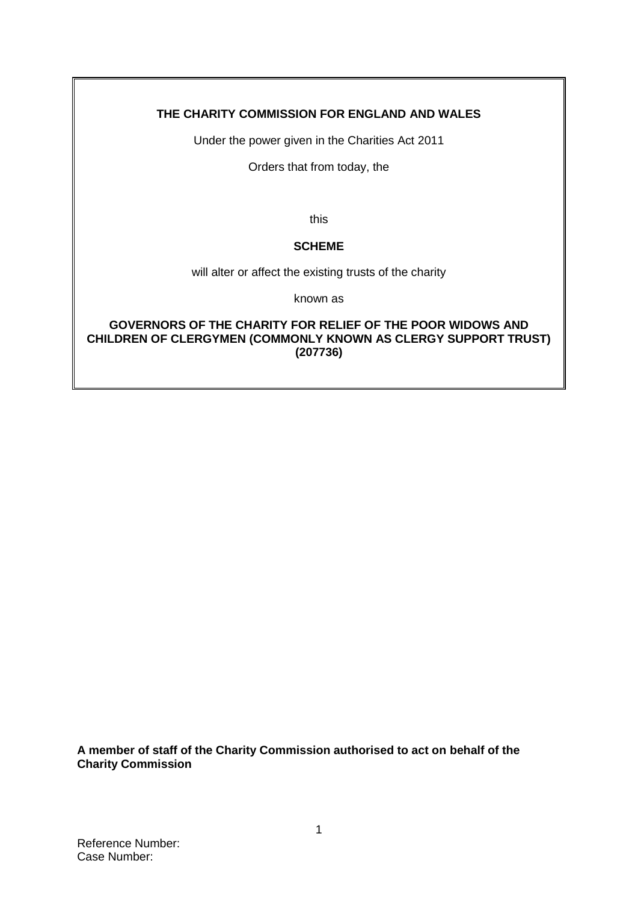**THE CHARITY COMMISSION FOR ENGLAND AND WALES**

Under the power given in the Charities Act 2011

Orders that from today, the

this

**SCHEME**

will alter or affect the existing trusts of the charity

known as

**GOVERNORS OF THE CHARITY FOR RELIEF OF THE POOR WIDOWS AND CHILDREN OF CLERGYMEN (COMMONLY KNOWN AS CLERGY SUPPORT TRUST) (207736)**

**A member of staff of the Charity Commission authorised to act on behalf of the Charity Commission**

Reference Number:
Case Number: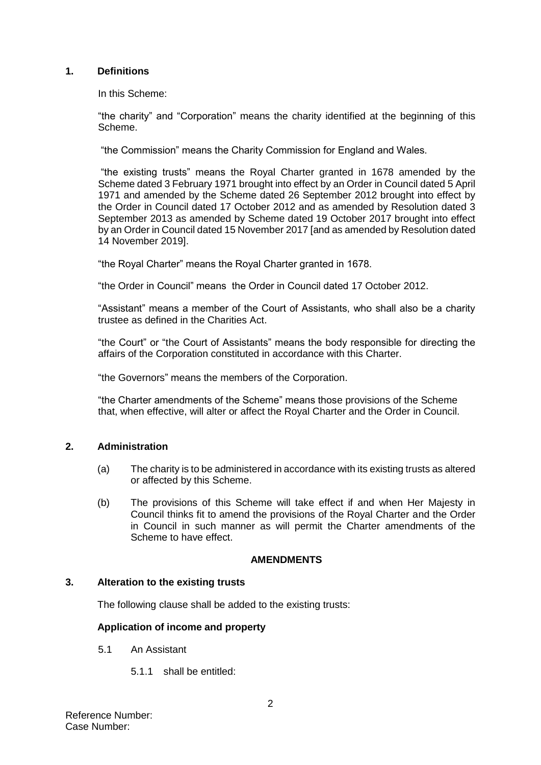## 1. Definitions

In this Scheme:

"the charity" and "Corporation" means the charity identified at the beginning of this Scheme.

"the Commission" means the Charity Commission for England and Wales.

"the existing trusts" means the Royal Charter granted in 1678 amended by the Scheme dated 3 February 1971 brought into effect by an Order in Council dated 5 April 1971 and amended by the Scheme dated 26 September 2012 brought into effect by the Order in Council dated 17 October 2012 and as amended by Resolution dated 3 September 2013 as amended by Scheme dated 19 October 2017 brought into effect by an Order in Council dated 15 November 2017 [and as amended by Resolution dated 14 November 2019].

"the Royal Charter" means the Royal Charter granted in 1678.

"the Order in Council" means the Order in Council dated 17 October 2012.

"Assistant" means a member of the Court of Assistants, who shall also be a charity trustee as defined in the Charities Act.

"the Court" or "the Court of Assistants" means the body responsible for directing the affairs of the Corporation constituted in accordance with this Charter.

"the Governors" means the members of the Corporation.

"the Charter amendments of the Scheme" means those provisions of the Scheme that, when effective, will alter or affect the Royal Charter and the Order in Council.

## 2. Administration

(a) The charity is to be administered in accordance with its existing trusts as altered or affected by this Scheme.

(b) The provisions of this Scheme will take effect if and when Her Majesty in Council thinks fit to amend the provisions of the Royal Charter and the Order in Council in such manner as will permit the Charter amendments of the Scheme to have effect.

**AMENDMENTS**

## 3. Alteration to the existing trusts

The following clause shall be added to the existing trusts:

**Application of income and property**

5.1 An Assistant

5.1.1 shall be entitled:

Reference Number:
Case Number: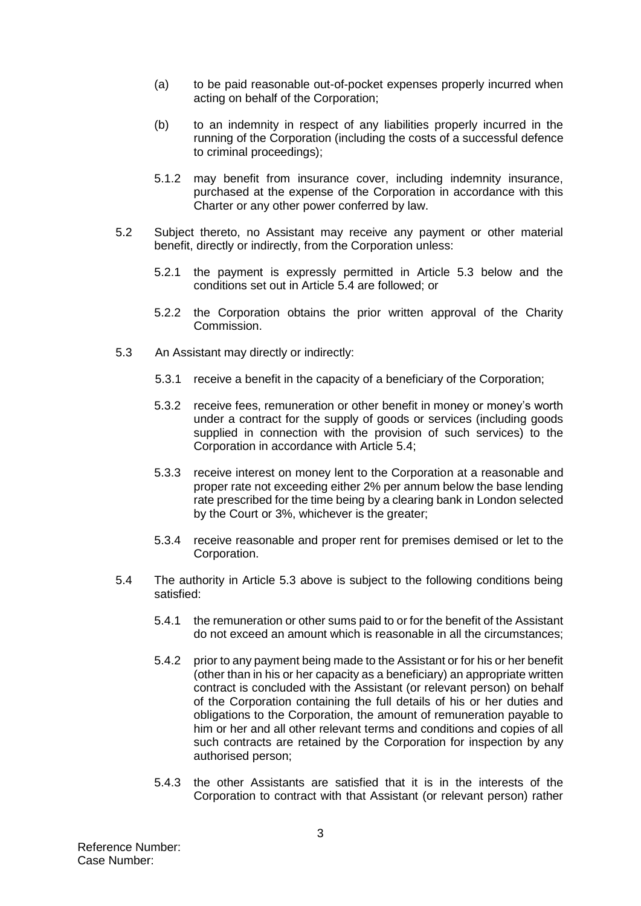(a) to be paid reasonable out-of-pocket expenses properly incurred when acting on behalf of the Corporation;

(b) to an indemnity in respect of any liabilities properly incurred in the running of the Corporation (including the costs of a successful defence to criminal proceedings);

5.1.2 may benefit from insurance cover, including indemnity insurance, purchased at the expense of the Corporation in accordance with this Charter or any other power conferred by law.

5.2 Subject thereto, no Assistant may receive any payment or other material benefit, directly or indirectly, from the Corporation unless:

5.2.1 the payment is expressly permitted in Article 5.3 below and the conditions set out in Article 5.4 are followed; or

5.2.2 the Corporation obtains the prior written approval of the Charity Commission.

5.3 An Assistant may directly or indirectly:

5.3.1 receive a benefit in the capacity of a beneficiary of the Corporation;

5.3.2 receive fees, remuneration or other benefit in money or money's worth under a contract for the supply of goods or services (including goods supplied in connection with the provision of such services) to the Corporation in accordance with Article 5.4;

5.3.3 receive interest on money lent to the Corporation at a reasonable and proper rate not exceeding either 2% per annum below the base lending rate prescribed for the time being by a clearing bank in London selected by the Court or 3%, whichever is the greater;

5.3.4 receive reasonable and proper rent for premises demised or let to the Corporation.

5.4 The authority in Article 5.3 above is subject to the following conditions being satisfied:

5.4.1 the remuneration or other sums paid to or for the benefit of the Assistant do not exceed an amount which is reasonable in all the circumstances;

5.4.2 prior to any payment being made to the Assistant or for his or her benefit (other than in his or her capacity as a beneficiary) an appropriate written contract is concluded with the Assistant (or relevant person) on behalf of the Corporation containing the full details of his or her duties and obligations to the Corporation, the amount of remuneration payable to him or her and all other relevant terms and conditions and copies of all such contracts are retained by the Corporation for inspection by any authorised person;

5.4.3 the other Assistants are satisfied that it is in the interests of the Corporation to contract with that Assistant (or relevant person) rather

Reference Number:
Case Number: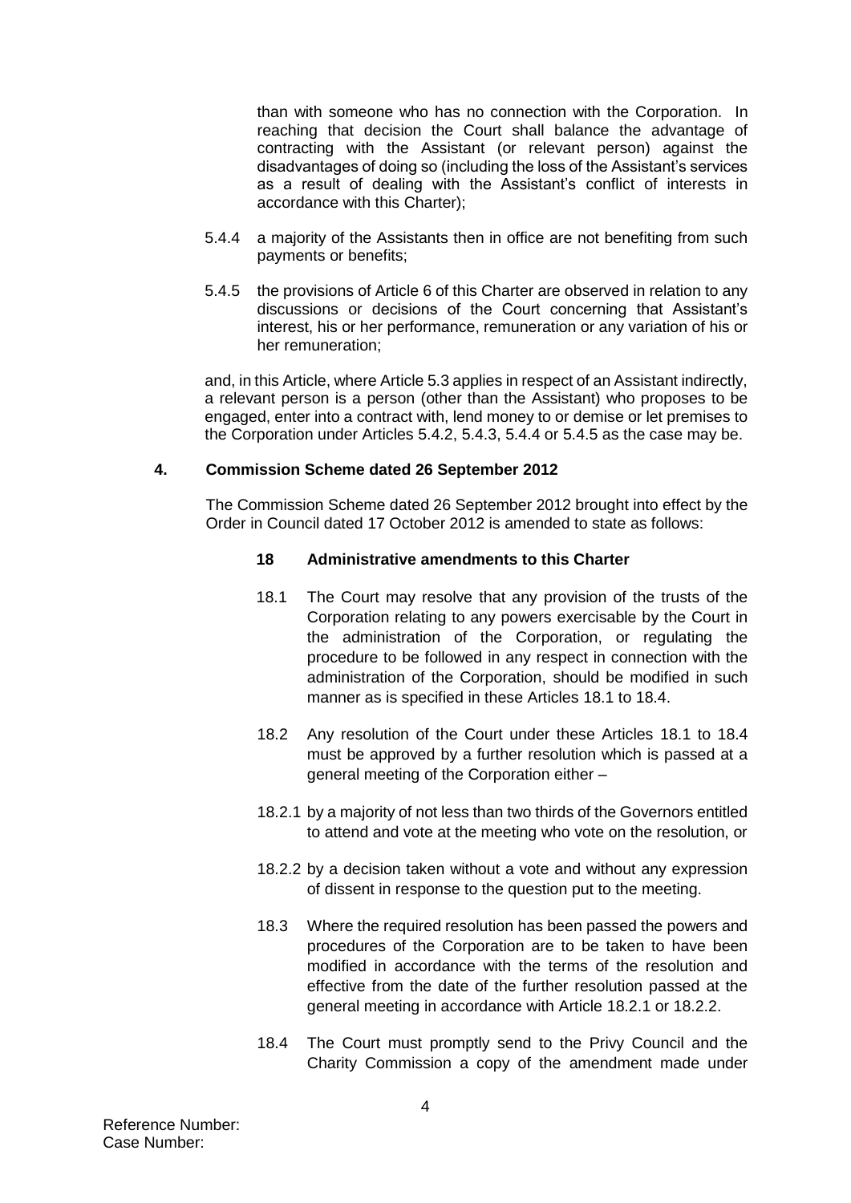than with someone who has no connection with the Corporation. In reaching that decision the Court shall balance the advantage of contracting with the Assistant (or relevant person) against the disadvantages of doing so (including the loss of the Assistant's services as a result of dealing with the Assistant's conflict of interests in accordance with this Charter);

5.4.4 a majority of the Assistants then in office are not benefiting from such payments or benefits;

5.4.5 the provisions of Article 6 of this Charter are observed in relation to any discussions or decisions of the Court concerning that Assistant's interest, his or her performance, remuneration or any variation of his or her remuneration;

and, in this Article, where Article 5.3 applies in respect of an Assistant indirectly, a relevant person is a person (other than the Assistant) who proposes to be engaged, enter into a contract with, lend money to or demise or let premises to the Corporation under Articles 5.4.2, 5.4.3, 5.4.4 or 5.4.5 as the case may be.

## 4. Commission Scheme dated 26 September 2012

The Commission Scheme dated 26 September 2012 brought into effect by the Order in Council dated 17 October 2012 is amended to state as follows:

### 18 Administrative amendments to this Charter

18.1 The Court may resolve that any provision of the trusts of the Corporation relating to any powers exercisable by the Court in the administration of the Corporation, or regulating the procedure to be followed in any respect in connection with the administration of the Corporation, should be modified in such manner as is specified in these Articles 18.1 to 18.4.

18.2 Any resolution of the Court under these Articles 18.1 to 18.4 must be approved by a further resolution which is passed at a general meeting of the Corporation either –

18.2.1 by a majority of not less than two thirds of the Governors entitled to attend and vote at the meeting who vote on the resolution, or

18.2.2 by a decision taken without a vote and without any expression of dissent in response to the question put to the meeting.

18.3 Where the required resolution has been passed the powers and procedures of the Corporation are to be taken to have been modified in accordance with the terms of the resolution and effective from the date of the further resolution passed at the general meeting in accordance with Article 18.2.1 or 18.2.2.

18.4 The Court must promptly send to the Privy Council and the Charity Commission a copy of the amendment made under

Reference Number:
Case Number: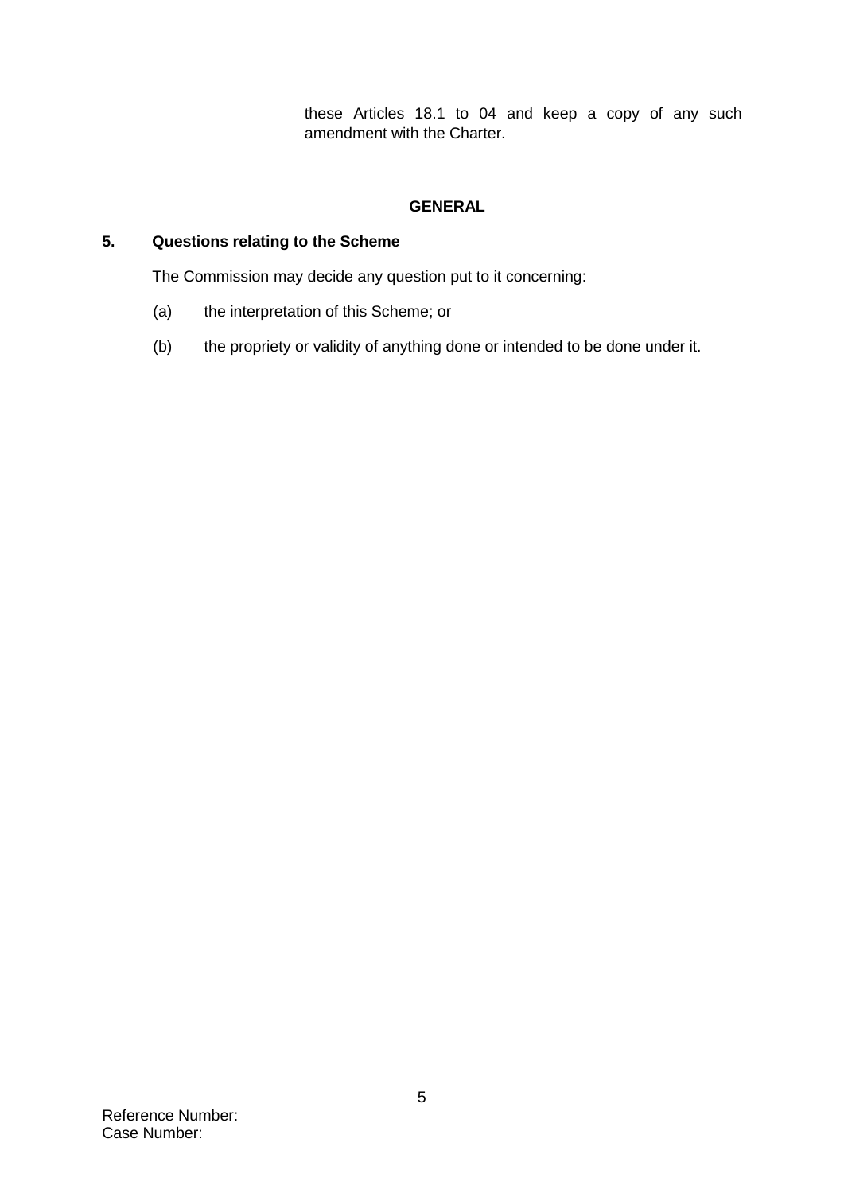these Articles 18.1 to 04 and keep a copy of any such amendment with the Charter.

## GENERAL

### 5. Questions relating to the Scheme

The Commission may decide any question put to it concerning:

(a) the interpretation of this Scheme; or

(b) the propriety or validity of anything done or intended to be done under it.

Reference Number:
Case Number: